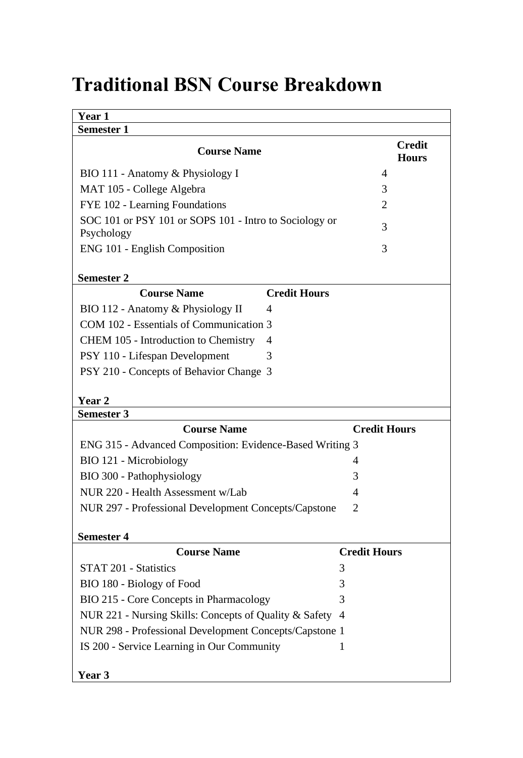# Traditional BSN Course Breakdown

**Year 1**

**Semester 1**

| Course Name | Credit Hours |
|---|---|
| BIO 111 - Anatomy & Physiology I | 4 |
| MAT 105 - College Algebra | 3 |
| FYE 102 - Learning Foundations | 2 |
| SOC 101 or PSY 101 or SOPS 101 - Intro to Sociology or Psychology | 3 |
| ENG 101 - English Composition | 3 |

**Semester 2**

| Course Name | Credit Hours |
|---|---|
| BIO 112 - Anatomy & Physiology II | 4 |
| COM 102 - Essentials of Communication | 3 |
| CHEM 105 - Introduction to Chemistry | 4 |
| PSY 110 - Lifespan Development | 3 |
| PSY 210 - Concepts of Behavior Change | 3 |

**Year 2**

**Semester 3**

| Course Name | Credit Hours |
|---|---|
| ENG 315 - Advanced Composition: Evidence-Based Writing | 3 |
| BIO 121 - Microbiology | 4 |
| BIO 300 - Pathophysiology | 3 |
| NUR 220 - Health Assessment w/Lab | 4 |
| NUR 297 - Professional Development Concepts/Capstone | 2 |

**Semester 4**

| Course Name | Credit Hours |
|---|---|
| STAT 201 - Statistics | 3 |
| BIO 180 - Biology of Food | 3 |
| BIO 215 - Core Concepts in Pharmacology | 3 |
| NUR 221 - Nursing Skills: Concepts of Quality & Safety | 4 |
| NUR 298 - Professional Development Concepts/Capstone | 1 |
| IS 200 - Service Learning in Our Community | 1 |

**Year 3**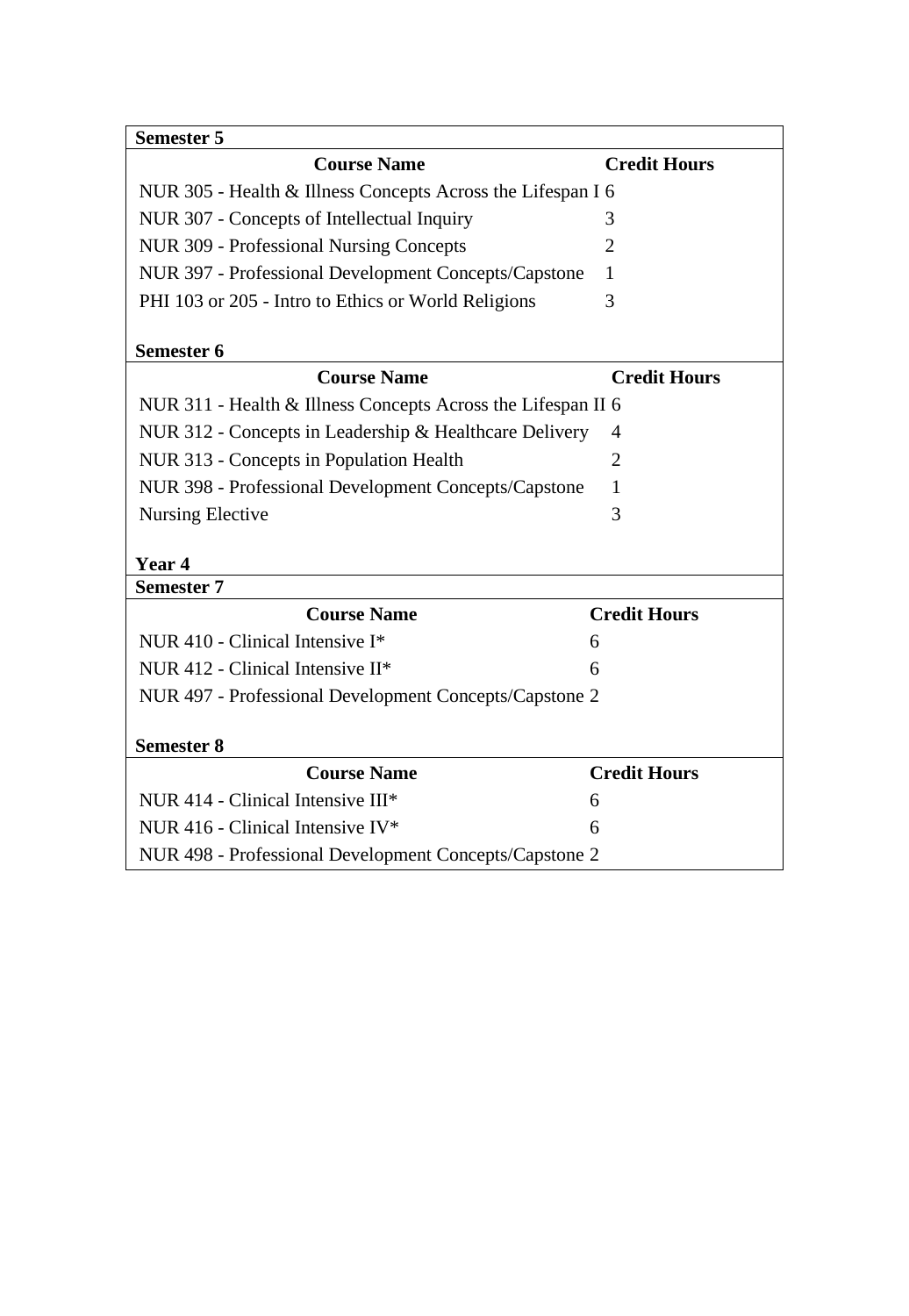**Semester 5**

| Course Name | Credit Hours |
| --- | --- |
| NUR 305 - Health & Illness Concepts Across the Lifespan I | 6 |
| NUR 307 - Concepts of Intellectual Inquiry | 3 |
| NUR 309 - Professional Nursing Concepts | 2 |
| NUR 397 - Professional Development Concepts/Capstone | 1 |
| PHI 103 or 205 - Intro to Ethics or World Religions | 3 |

**Semester 6**

| Course Name | Credit Hours |
| --- | --- |
| NUR 311 - Health & Illness Concepts Across the Lifespan II | 6 |
| NUR 312 - Concepts in Leadership & Healthcare Delivery | 4 |
| NUR 313 - Concepts in Population Health | 2 |
| NUR 398 - Professional Development Concepts/Capstone | 1 |
| Nursing Elective | 3 |

**Year 4**

**Semester 7**

| Course Name | Credit Hours |
| --- | --- |
| NUR 410 - Clinical Intensive I* | 6 |
| NUR 412 - Clinical Intensive II* | 6 |
| NUR 497 - Professional Development Concepts/Capstone | 2 |

**Semester 8**

| Course Name | Credit Hours |
| --- | --- |
| NUR 414 - Clinical Intensive III* | 6 |
| NUR 416 - Clinical Intensive IV* | 6 |
| NUR 498 - Professional Development Concepts/Capstone | 2 |